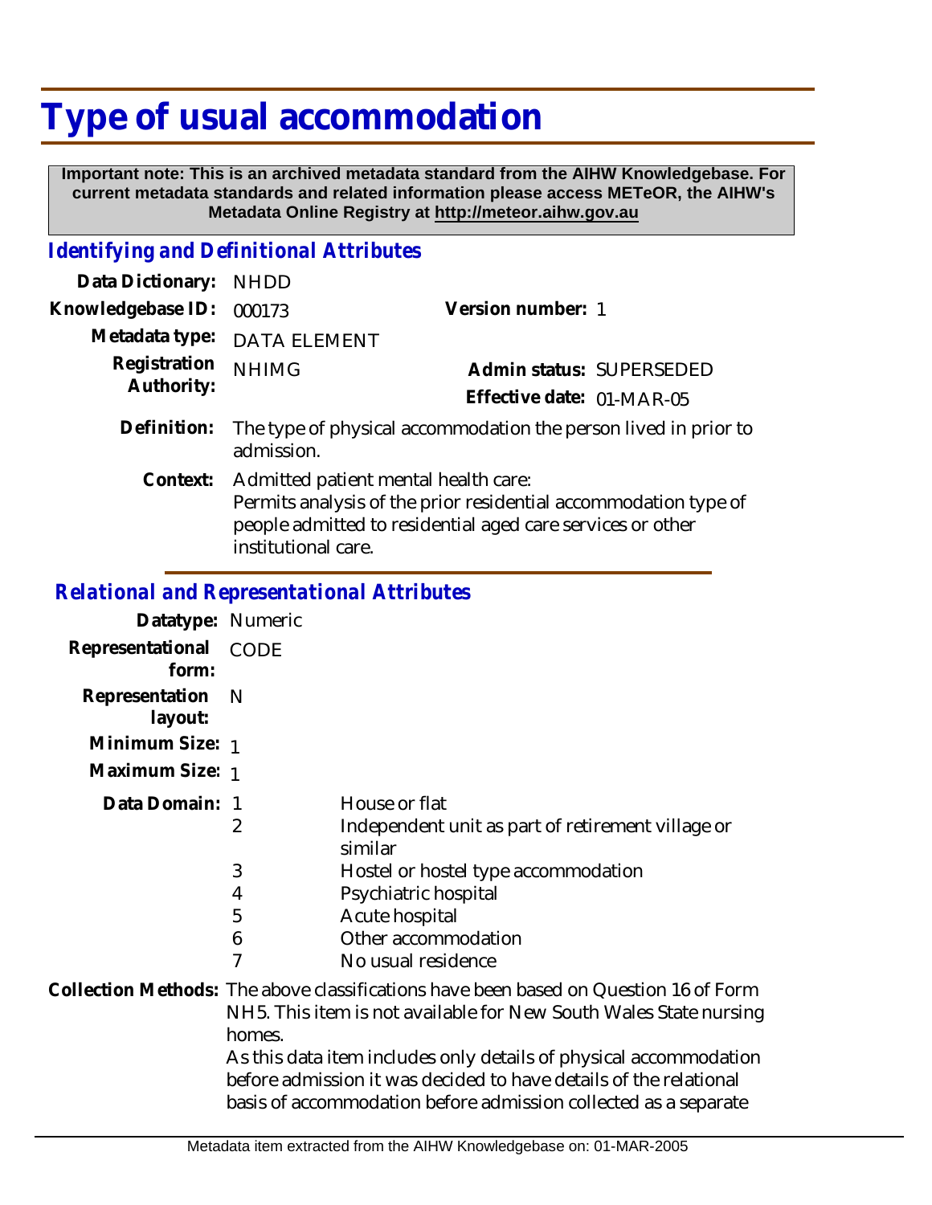# Type of usual accommodation

**Important note: This is an archived metadata standard from the AIHW Knowledgebase. For current metadata standards and related information please access METeOR, the AIHW's Metadata Online Registry at http://meteor.aihw.gov.au**

## *Identifying and Definitional Attributes*

| | | | |
|---|---|---|---|
| **Data Dictionary:** | NHDD | | |
| **Knowledgebase ID:** | 000173 | **Version number:** | 1 |
| **Metadata type:** | DATA ELEMENT | | |
| **Registration Authority:** | NHIMG | **Admin status:** | SUPERSEDED |
| | | **Effective date:** | 01-MAR-05 |

**Definition:** The type of physical accommodation the person lived in prior to admission.

**Context:** Admitted patient mental health care:
Permits analysis of the prior residential accommodation type of people admitted to residential aged care services or other institutional care.

## *Relational and Representational Attributes*

**Datatype:** Numeric

**Representational form:** CODE

**Representation layout:** N

**Minimum Size:** 1

**Maximum Size:** 1

**Data Domain:**

| | |
|---|---|
| 1 | House or flat |
| 2 | Independent unit as part of retirement village or similar |
| 3 | Hostel or hostel type accommodation |
| 4 | Psychiatric hospital |
| 5 | Acute hospital |
| 6 | Other accommodation |
| 7 | No usual residence |

**Collection Methods:** The above classifications have been based on Question 16 of Form NH5. This item is not available for New South Wales State nursing homes.
As this data item includes only details of physical accommodation before admission it was decided to have details of the relational basis of accommodation before admission collected as a separate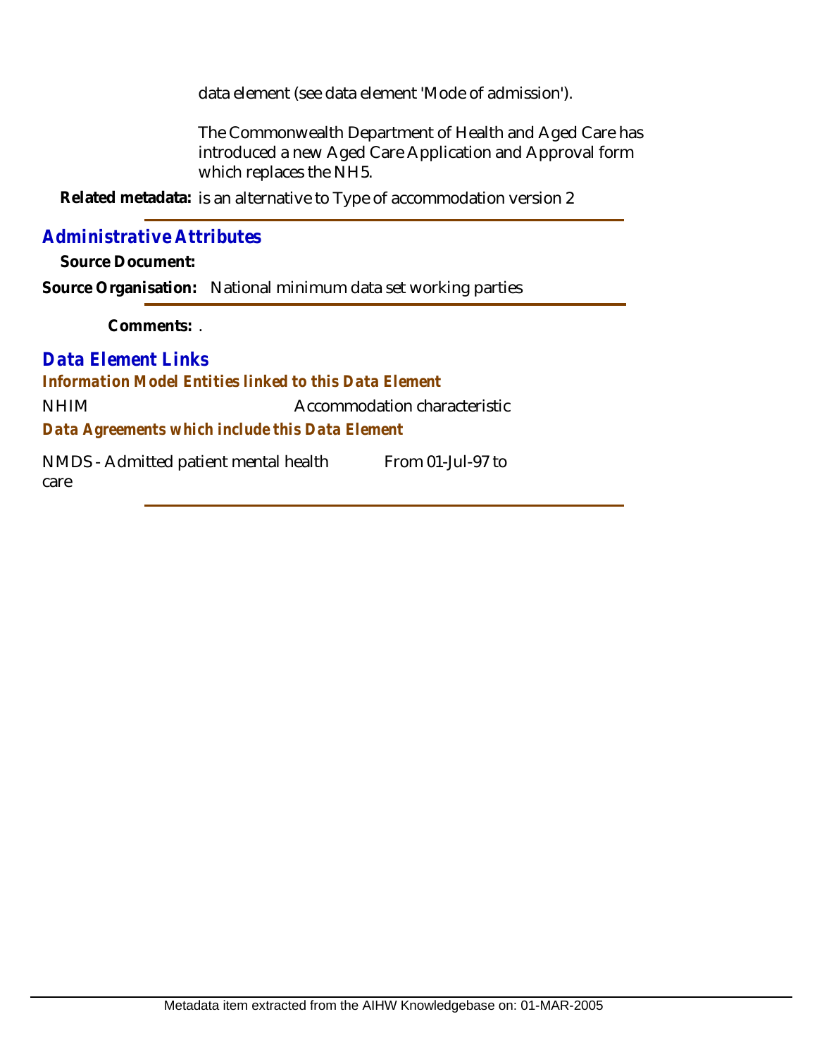data element (see data element 'Mode of admission').

The Commonwealth Department of Health and Aged Care has introduced a new Aged Care Application and Approval form which replaces the NH5.

**Related metadata:** is an alternative to Type of accommodation version 2

## Administrative Attributes

**Source Document:**

**Source Organisation:** National minimum data set working parties

**Comments:** .

## Data Element Links

### Information Model Entities linked to this Data Element

NHIM Accommodation characteristic

### Data Agreements which include this Data Element

NMDS - Admitted patient mental health care From 01-Jul-97 to